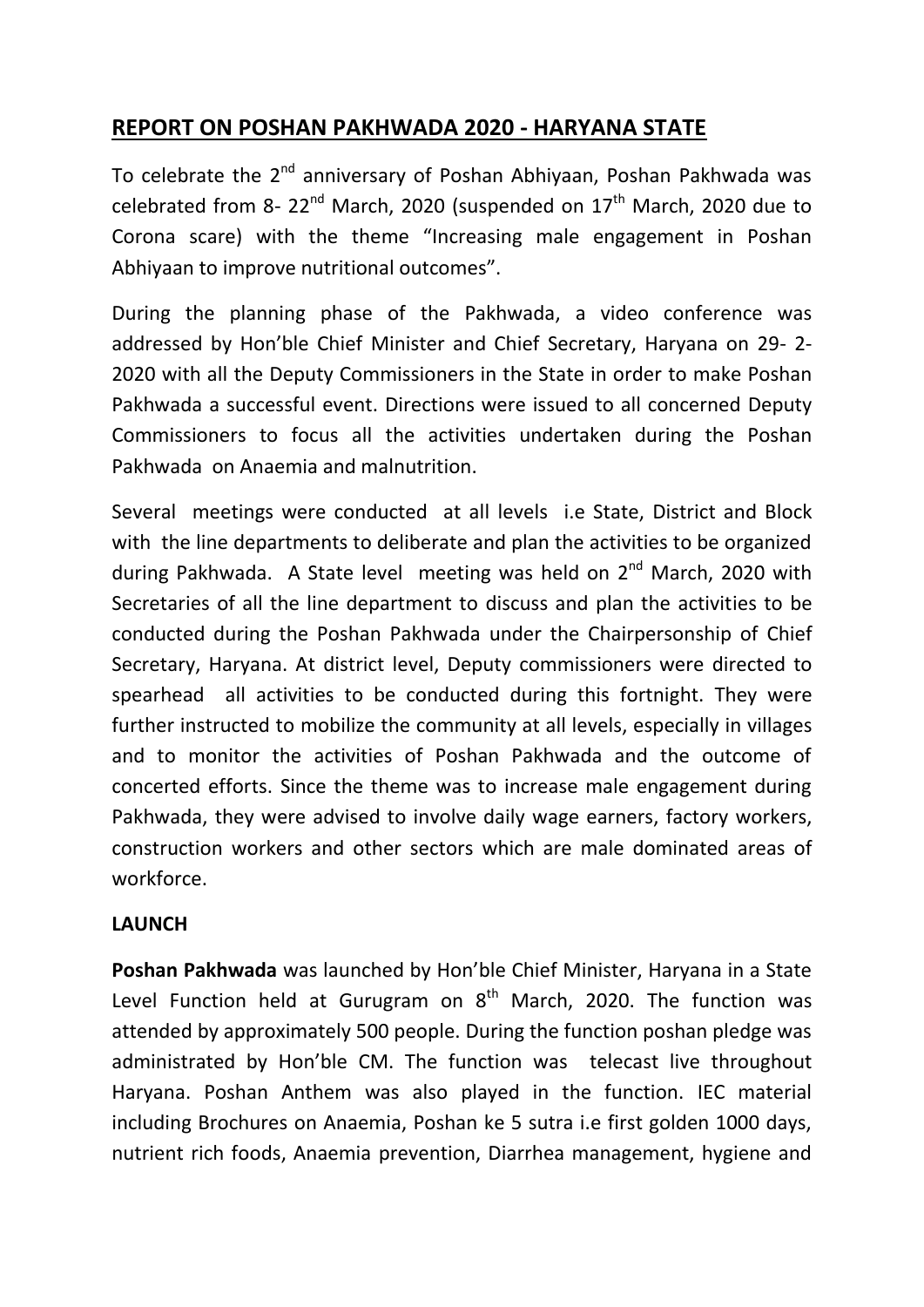## REPORT ON POSHAN PAKHWADA 2020 - HARYANA STATE

To celebrate the 2nd anniversary of Poshan Abhiyaan, Poshan Pakhwada was celebrated from 8- 22nd March, 2020 (suspended on 17th March, 2020 due to Corona scare) with the theme "Increasing male engagement in Poshan Abhiyaan to improve nutritional outcomes".

During the planning phase of the Pakhwada, a video conference was addressed by Hon'ble Chief Minister and Chief Secretary, Haryana on 29- 2-2020 with all the Deputy Commissioners in the State in order to make Poshan Pakhwada a successful event. Directions were issued to all concerned Deputy Commissioners to focus all the activities undertaken during the Poshan Pakhwada on Anaemia and malnutrition.

Several meetings were conducted at all levels i.e State, District and Block with the line departments to deliberate and plan the activities to be organized during Pakhwada. A State level meeting was held on 2nd March, 2020 with Secretaries of all the line department to discuss and plan the activities to be conducted during the Poshan Pakhwada under the Chairpersonship of Chief Secretary, Haryana. At district level, Deputy commissioners were directed to spearhead all activities to be conducted during this fortnight. They were further instructed to mobilize the community at all levels, especially in villages and to monitor the activities of Poshan Pakhwada and the outcome of concerted efforts. Since the theme was to increase male engagement during Pakhwada, they were advised to involve daily wage earners, factory workers, construction workers and other sectors which are male dominated areas of workforce.

**LAUNCH**

**Poshan Pakhwada** was launched by Hon'ble Chief Minister, Haryana in a State Level Function held at Gurugram on 8th March, 2020. The function was attended by approximately 500 people. During the function poshan pledge was administrated by Hon'ble CM. The function was telecast live throughout Haryana. Poshan Anthem was also played in the function. IEC material including Brochures on Anaemia, Poshan ke 5 sutra i.e first golden 1000 days, nutrient rich foods, Anaemia prevention, Diarrhea management, hygiene and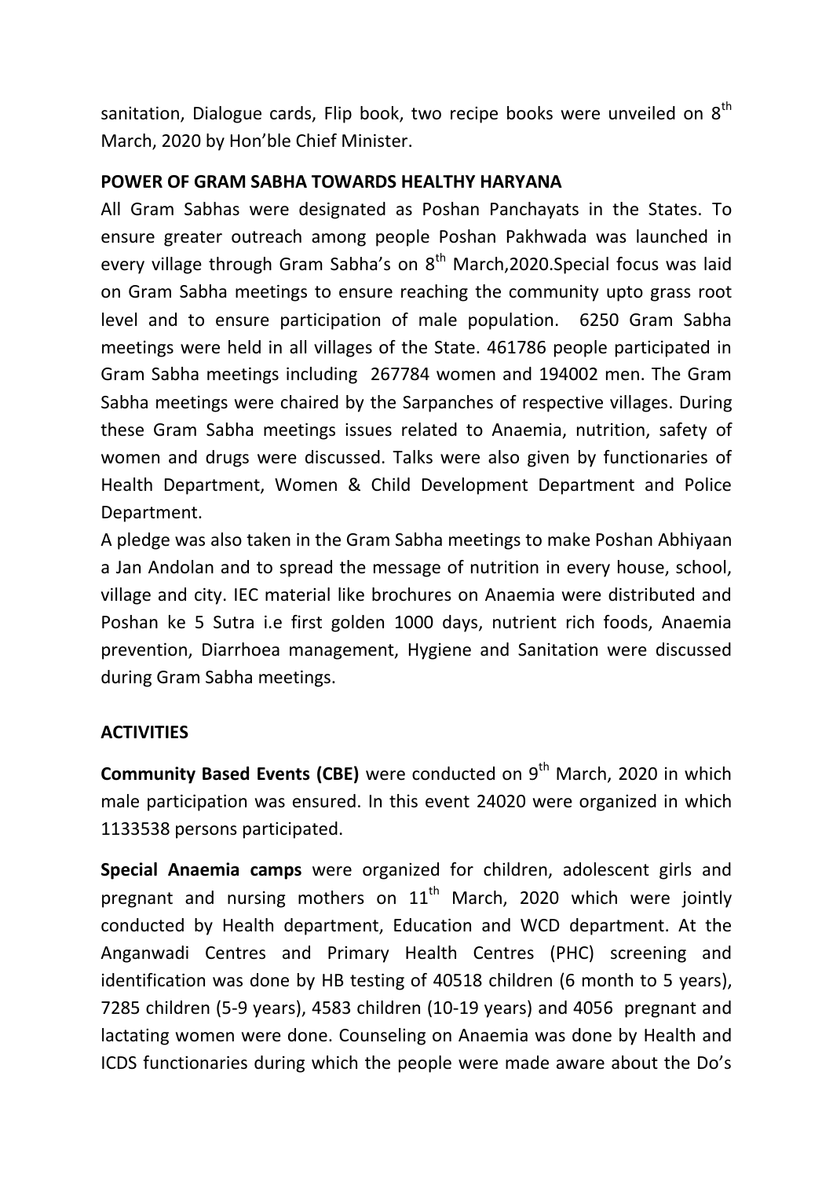sanitation, Dialogue cards, Flip book, two recipe books were unveiled on 8th March, 2020 by Hon'ble Chief Minister.

**POWER OF GRAM SABHA TOWARDS HEALTHY HARYANA**

All Gram Sabhas were designated as Poshan Panchayats in the States. To ensure greater outreach among people Poshan Pakhwada was launched in every village through Gram Sabha's on 8th March,2020.Special focus was laid on Gram Sabha meetings to ensure reaching the community upto grass root level and to ensure participation of male population. 6250 Gram Sabha meetings were held in all villages of the State. 461786 people participated in Gram Sabha meetings including 267784 women and 194002 men. The Gram Sabha meetings were chaired by the Sarpanches of respective villages. During these Gram Sabha meetings issues related to Anaemia, nutrition, safety of women and drugs were discussed. Talks were also given by functionaries of Health Department, Women & Child Development Department and Police Department.

A pledge was also taken in the Gram Sabha meetings to make Poshan Abhiyaan a Jan Andolan and to spread the message of nutrition in every house, school, village and city. IEC material like brochures on Anaemia were distributed and Poshan ke 5 Sutra i.e first golden 1000 days, nutrient rich foods, Anaemia prevention, Diarrhoea management, Hygiene and Sanitation were discussed during Gram Sabha meetings.

**ACTIVITIES**

**Community Based Events (CBE)** were conducted on 9th March, 2020 in which male participation was ensured. In this event 24020 were organized in which 1133538 persons participated.

**Special Anaemia camps** were organized for children, adolescent girls and pregnant and nursing mothers on 11th March, 2020 which were jointly conducted by Health department, Education and WCD department. At the Anganwadi Centres and Primary Health Centres (PHC) screening and identification was done by HB testing of 40518 children (6 month to 5 years), 7285 children (5-9 years), 4583 children (10-19 years) and 4056 pregnant and lactating women were done. Counseling on Anaemia was done by Health and ICDS functionaries during which the people were made aware about the Do's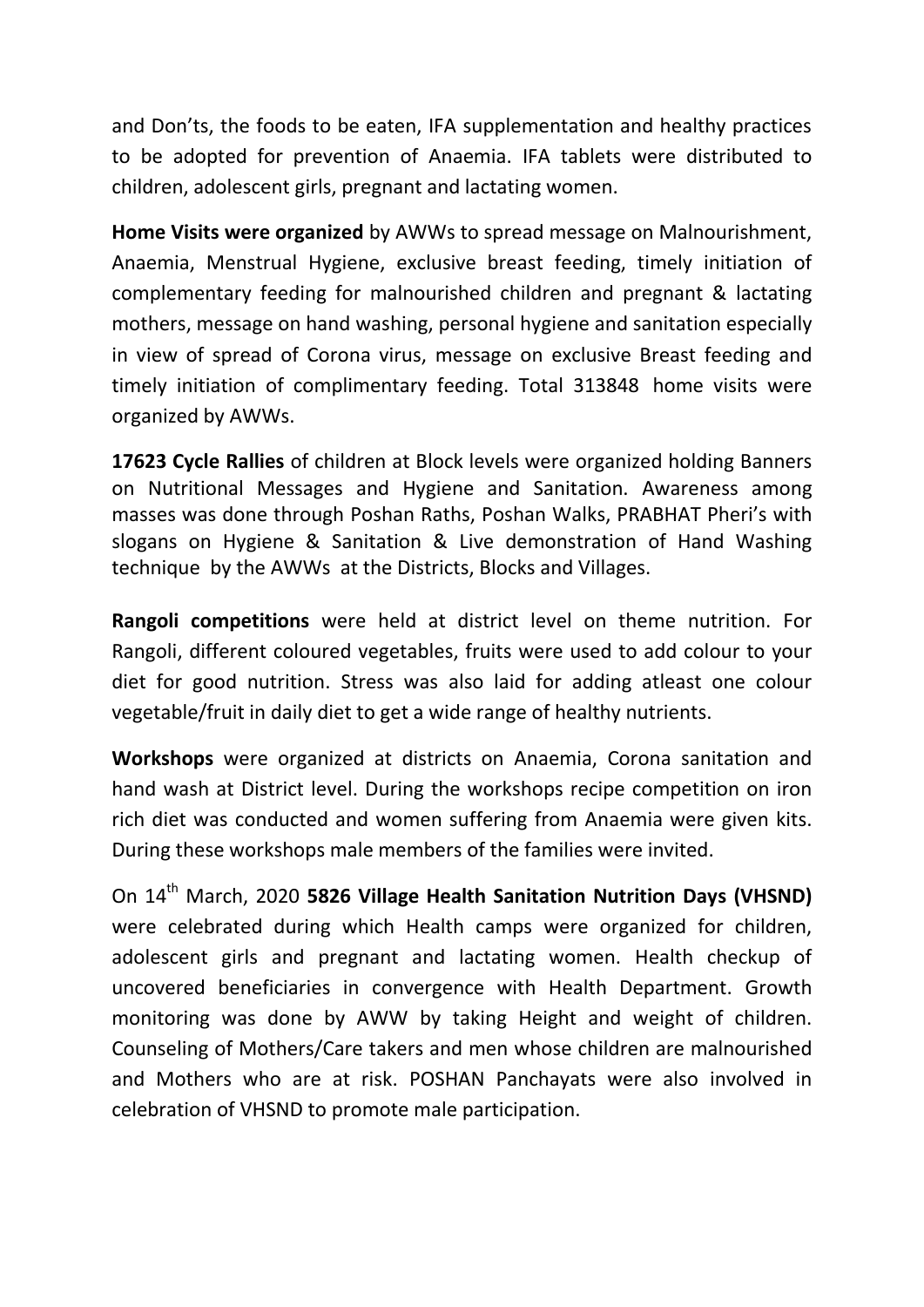and Don'ts, the foods to be eaten, IFA supplementation and healthy practices to be adopted for prevention of Anaemia. IFA tablets were distributed to children, adolescent girls, pregnant and lactating women.

**Home Visits were organized** by AWWs to spread message on Malnourishment, Anaemia, Menstrual Hygiene, exclusive breast feeding, timely initiation of complementary feeding for malnourished children and pregnant & lactating mothers, message on hand washing, personal hygiene and sanitation especially in view of spread of Corona virus, message on exclusive Breast feeding and timely initiation of complimentary feeding. Total 313848 home visits were organized by AWWs.

**17623 Cycle Rallies** of children at Block levels were organized holding Banners on Nutritional Messages and Hygiene and Sanitation. Awareness among masses was done through Poshan Raths, Poshan Walks, PRABHAT Pheri's with slogans on Hygiene & Sanitation & Live demonstration of Hand Washing technique by the AWWs at the Districts, Blocks and Villages.

**Rangoli competitions** were held at district level on theme nutrition. For Rangoli, different coloured vegetables, fruits were used to add colour to your diet for good nutrition. Stress was also laid for adding atleast one colour vegetable/fruit in daily diet to get a wide range of healthy nutrients.

**Workshops** were organized at districts on Anaemia, Corona sanitation and hand wash at District level. During the workshops recipe competition on iron rich diet was conducted and women suffering from Anaemia were given kits. During these workshops male members of the families were invited.

On 14th March, 2020 **5826 Village Health Sanitation Nutrition Days (VHSND)** were celebrated during which Health camps were organized for children, adolescent girls and pregnant and lactating women. Health checkup of uncovered beneficiaries in convergence with Health Department. Growth monitoring was done by AWW by taking Height and weight of children. Counseling of Mothers/Care takers and men whose children are malnourished and Mothers who are at risk. POSHAN Panchayats were also involved in celebration of VHSND to promote male participation.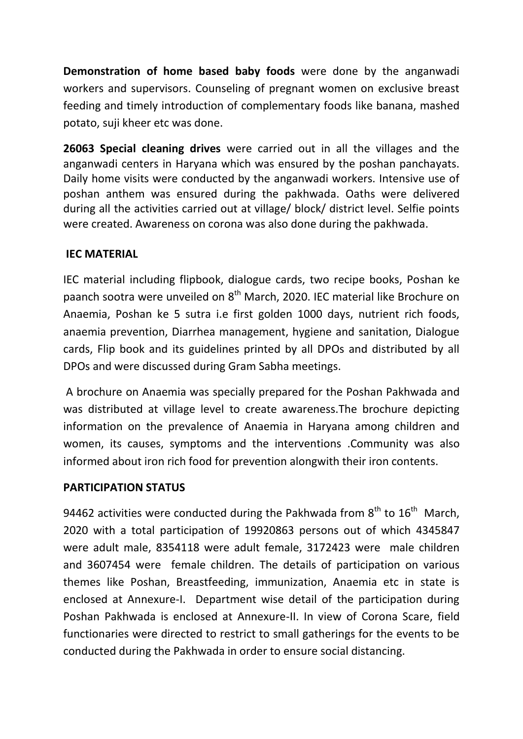**Demonstration of home based baby foods** were done by the anganwadi workers and supervisors. Counseling of pregnant women on exclusive breast feeding and timely introduction of complementary foods like banana, mashed potato, suji kheer etc was done.

**26063 Special cleaning drives** were carried out in all the villages and the anganwadi centers in Haryana which was ensured by the poshan panchayats. Daily home visits were conducted by the anganwadi workers. Intensive use of poshan anthem was ensured during the pakhwada. Oaths were delivered during all the activities carried out at village/ block/ district level. Selfie points were created. Awareness on corona was also done during the pakhwada.

## IEC MATERIAL

IEC material including flipbook, dialogue cards, two recipe books, Poshan ke paanch sootra were unveiled on 8th March, 2020. IEC material like Brochure on Anaemia, Poshan ke 5 sutra i.e first golden 1000 days, nutrient rich foods, anaemia prevention, Diarrhea management, hygiene and sanitation, Dialogue cards, Flip book and its guidelines printed by all DPOs and distributed by all DPOs and were discussed during Gram Sabha meetings.

A brochure on Anaemia was specially prepared for the Poshan Pakhwada and was distributed at village level to create awareness.The brochure depicting information on the prevalence of Anaemia in Haryana among children and women, its causes, symptoms and the interventions .Community was also informed about iron rich food for prevention alongwith their iron contents.

## PARTICIPATION STATUS

94462 activities were conducted during the Pakhwada from 8th to 16th March, 2020 with a total participation of 19920863 persons out of which 4345847 were adult male, 8354118 were adult female, 3172423 were male children and 3607454 were female children. The details of participation on various themes like Poshan, Breastfeeding, immunization, Anaemia etc in state is enclosed at Annexure-I. Department wise detail of the participation during Poshan Pakhwada is enclosed at Annexure-II. In view of Corona Scare, field functionaries were directed to restrict to small gatherings for the events to be conducted during the Pakhwada in order to ensure social distancing.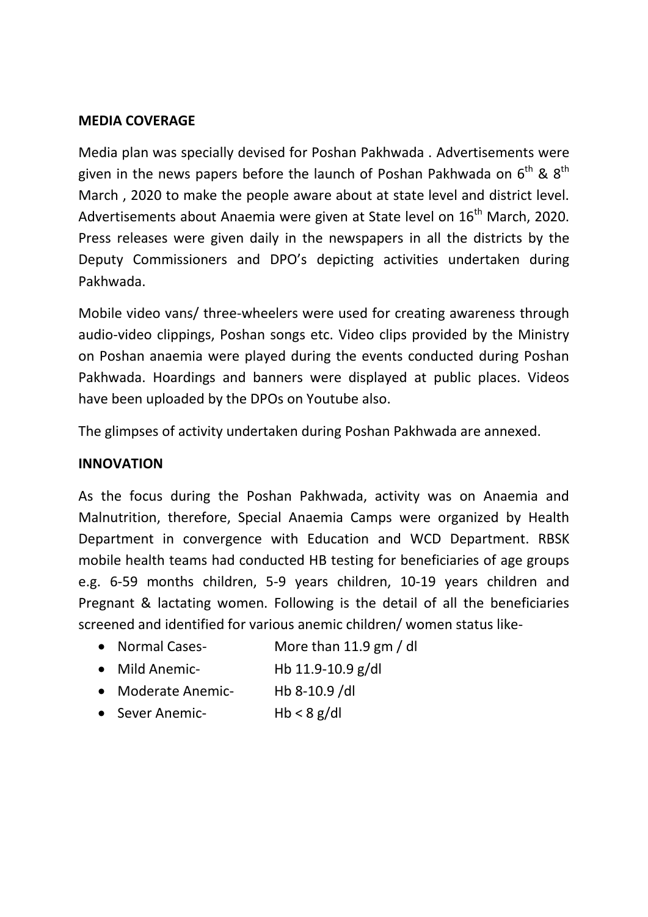**MEDIA COVERAGE**

Media plan was specially devised for Poshan Pakhwada . Advertisements were given in the news papers before the launch of Poshan Pakhwada on 6$^{th}$ & 8$^{th}$ March , 2020 to make the people aware about at state level and district level. Advertisements about Anaemia were given at State level on 16$^{th}$ March, 2020. Press releases were given daily in the newspapers in all the districts by the Deputy Commissioners and DPO's depicting activities undertaken during Pakhwada.

Mobile video vans/ three-wheelers were used for creating awareness through audio-video clippings, Poshan songs etc. Video clips provided by the Ministry on Poshan anaemia were played during the events conducted during Poshan Pakhwada. Hoardings and banners were displayed at public places. Videos have been uploaded by the DPOs on Youtube also.

The glimpses of activity undertaken during Poshan Pakhwada are annexed.

**INNOVATION**

As the focus during the Poshan Pakhwada, activity was on Anaemia and Malnutrition, therefore, Special Anaemia Camps were organized by Health Department in convergence with Education and WCD Department. RBSK mobile health teams had conducted HB testing for beneficiaries of age groups e.g. 6-59 months children, 5-9 years children, 10-19 years children and Pregnant & lactating women. Following is the detail of all the beneficiaries screened and identified for various anemic children/ women status like-

- Normal Cases- More than 11.9 gm / dl
- Mild Anemic- Hb 11.9-10.9 g/dl
- Moderate Anemic- Hb 8-10.9 /dl
- Sever Anemic- Hb < 8 g/dl